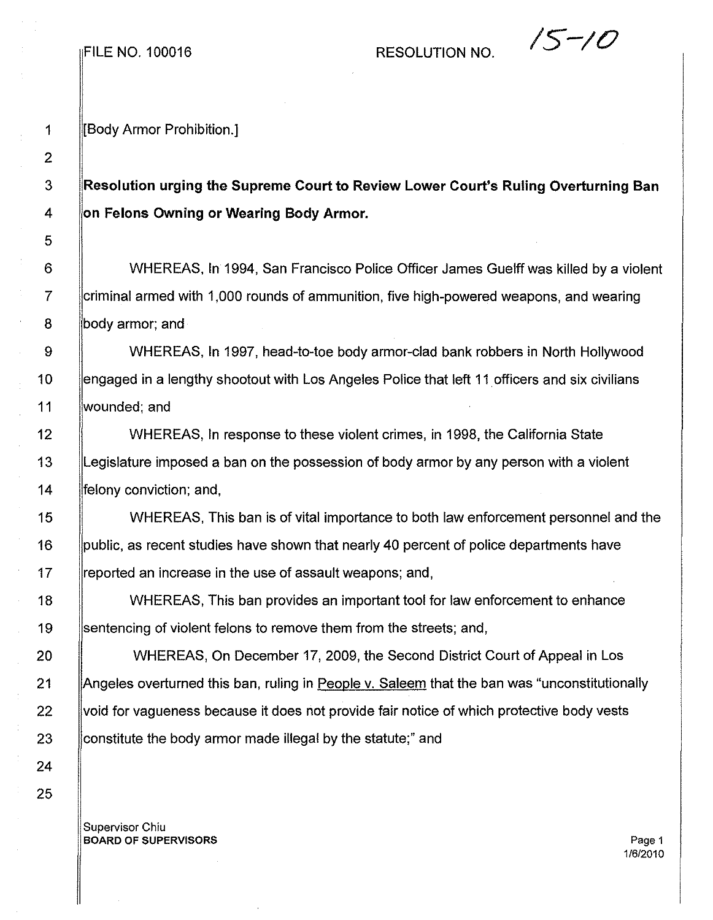FILE NO. 100016 RESOLUTION NO. 15-10

[Body Armor Prohibition.]

**Resolution urging the Supreme Court to Review Lower Court's Ruling Overturning Ban on Felons Owning or Wearing Body Armor.**

WHEREAS, In 1994, San Francisco Police Officer James Guelff was killed by a violent criminal armed with 1,000 rounds of ammunition, five high-powered weapons, and wearing body armor; and

WHEREAS, In 1997, head-to-toe body armor-clad bank robbers in North Hollywood engaged in a lengthy shootout with Los Angeles Police that left 11 officers and six civilians wounded; and

WHEREAS, In response to these violent crimes, in 1998, the California State Legislature imposed a ban on the possession of body armor by any person with a violent felony conviction; and,

WHEREAS, This ban is of vital importance to both law enforcement personnel and the public, as recent studies have shown that nearly 40 percent of police departments have reported an increase in the use of assault weapons; and,

WHEREAS, This ban provides an important tool for law enforcement to enhance sentencing of violent felons to remove them from the streets; and,

WHEREAS, On December 17, 2009, the Second District Court of Appeal in Los Angeles overturned this ban, ruling in People v. Saleem that the ban was "unconstitutionally void for vagueness because it does not provide fair notice of which protective body vests constitute the body armor made illegal by the statute;" and

Supervisor Chiu
**BOARD OF SUPERVISORS**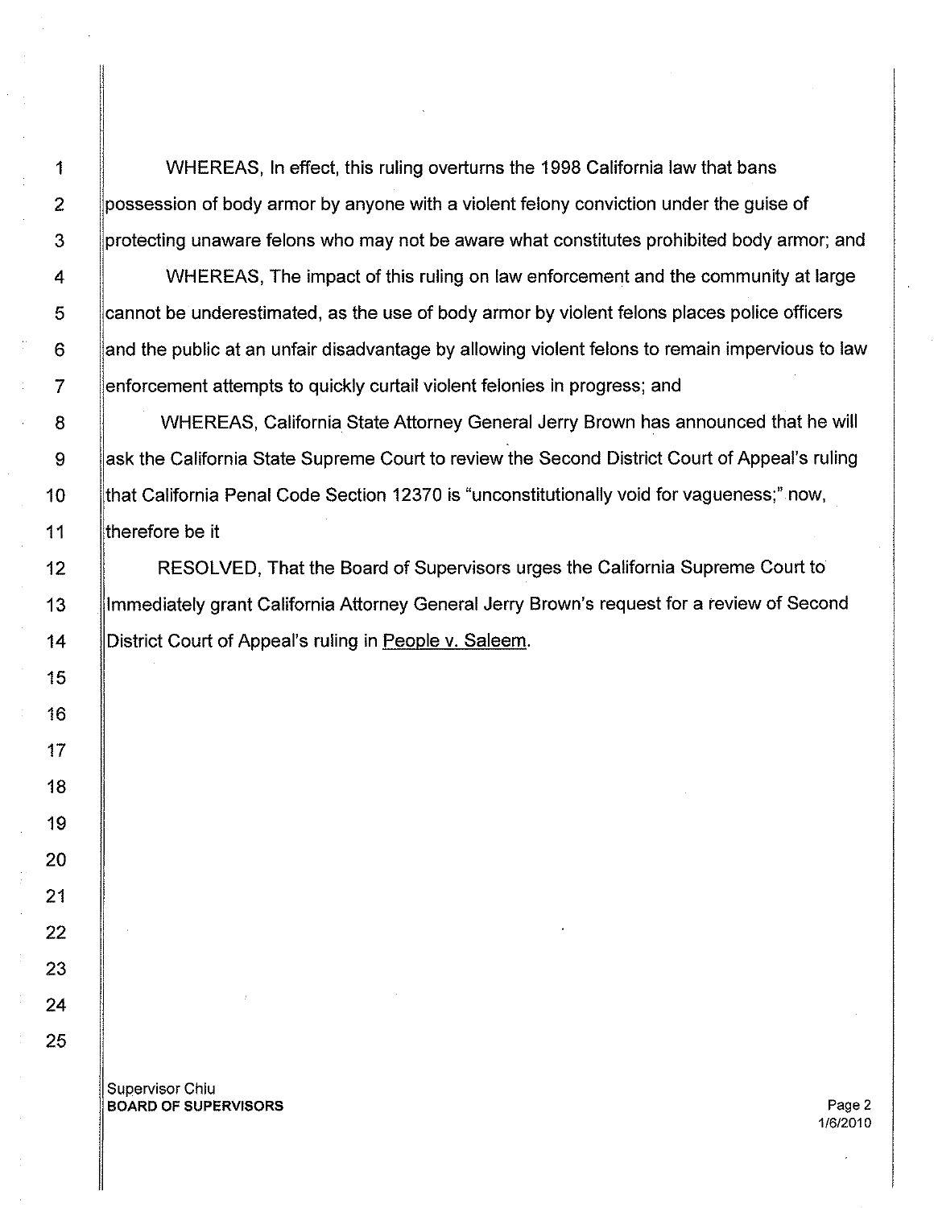WHEREAS, In effect, this ruling overturns the 1998 California law that bans possession of body armor by anyone with a violent felony conviction under the guise of protecting unaware felons who may not be aware what constitutes prohibited body armor; and

WHEREAS, The impact of this ruling on law enforcement and the community at large cannot be underestimated, as the use of body armor by violent felons places police officers and the public at an unfair disadvantage by allowing violent felons to remain impervious to law enforcement attempts to quickly curtail violent felonies in progress; and

WHEREAS, California State Attorney General Jerry Brown has announced that he will ask the California State Supreme Court to review the Second District Court of Appeal's ruling that California Penal Code Section 12370 is "unconstitutionally void for vagueness;" now, therefore be it

RESOLVED, That the Board of Supervisors urges the California Supreme Court to Immediately grant California Attorney General Jerry Brown's request for a review of Second District Court of Appeal's ruling in People v. Saleem.

Supervisor Chiu
**BOARD OF SUPERVISORS**

1/6/2010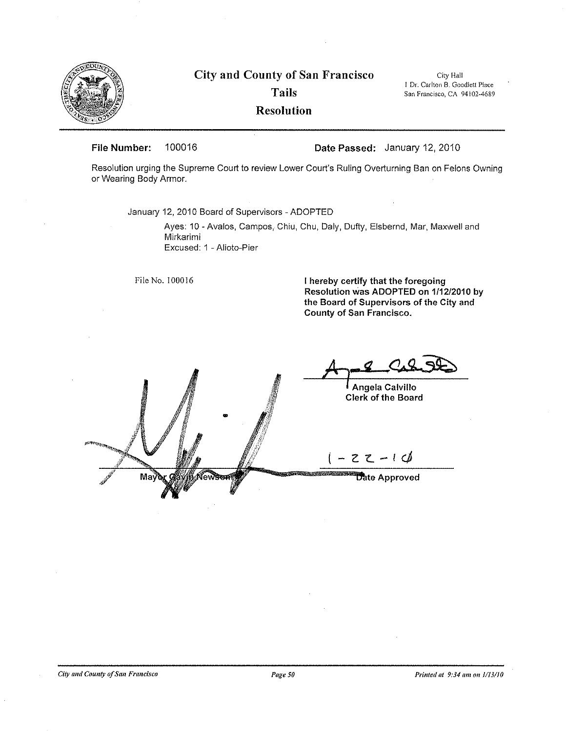# City and County of San Francisco

## Tails

## Resolution

City Hall
1 Dr. Carlton B. Goodlett Place
San Francisco, CA 94102-4689

---

**File Number:** 100016 **Date Passed:** January 12, 2010

Resolution urging the Supreme Court to review Lower Court's Ruling Overturning Ban on Felons Owning or Wearing Body Armor.

January 12, 2010 Board of Supervisors - ADOPTED

Ayes: 10 - Avalos, Campos, Chiu, Chu, Daly, Dufty, Elsbernd, Mar, Maxwell and Mirkarimi
Excused: 1 - Alioto-Pier

File No. 100016

**I hereby certify that the foregoing Resolution was ADOPTED on 1/12/2010 by the Board of Supervisors of the City and County of San Francisco.**

**Angela Calvillo**
**Clerk of the Board**

**Mayor Gavin Newsom**

1-22-10
**Date Approved**

*City and County of San Francisco* *Printed at 9:34 am on 1/13/10*